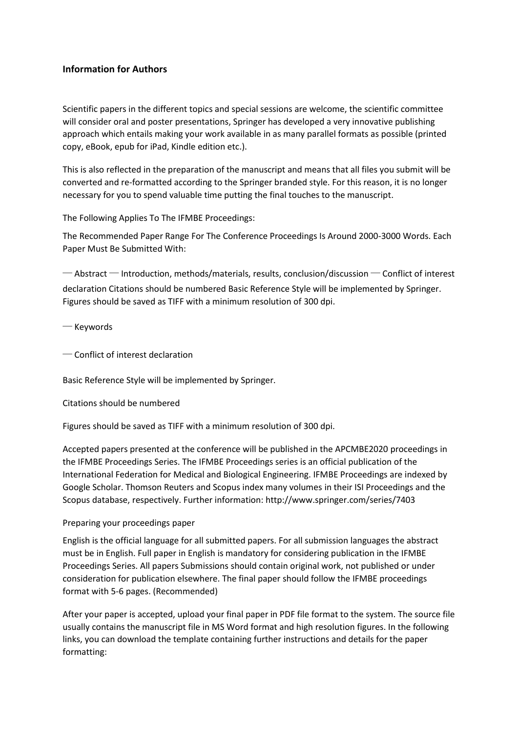## Information for Authors

Scientific papers in the different topics and special sessions are welcome, the scientific committee will consider oral and poster presentations, Springer has developed a very innovative publishing approach which entails making your work available in as many parallel formats as possible (printed copy, eBook, epub for iPad, Kindle edition etc.).

This is also reflected in the preparation of the manuscript and means that all files you submit will be converted and re-formatted according to the Springer branded style. For this reason, it is no longer necessary for you to spend valuable time putting the final touches to the manuscript.

The Following Applies To The IFMBE Proceedings:

The Recommended Paper Range For The Conference Proceedings Is Around 2000-3000 Words. Each Paper Must Be Submitted With:

— Abstract — Introduction, methods/materials, results, conclusion/discussion — Conflict of interest declaration Citations should be numbered Basic Reference Style will be implemented by Springer. Figures should be saved as TIFF with a minimum resolution of 300 dpi.

— Keywords

— Conflict of interest declaration

Basic Reference Style will be implemented by Springer.

Citations should be numbered

Figures should be saved as TIFF with a minimum resolution of 300 dpi.

Accepted papers presented at the conference will be published in the APCMBE2020 proceedings in the IFMBE Proceedings Series. The IFMBE Proceedings series is an official publication of the International Federation for Medical and Biological Engineering. IFMBE Proceedings are indexed by Google Scholar. Thomson Reuters and Scopus index many volumes in their ISI Proceedings and the Scopus database, respectively. Further information: http://www.springer.com/series/7403

Preparing your proceedings paper

English is the official language for all submitted papers. For all submission languages the abstract must be in English. Full paper in English is mandatory for considering publication in the IFMBE Proceedings Series. All papers Submissions should contain original work, not published or under consideration for publication elsewhere. The final paper should follow the IFMBE proceedings format with 5-6 pages. (Recommended)

After your paper is accepted, upload your final paper in PDF file format to the system. The source file usually contains the manuscript file in MS Word format and high resolution figures. In the following links, you can download the template containing further instructions and details for the paper formatting: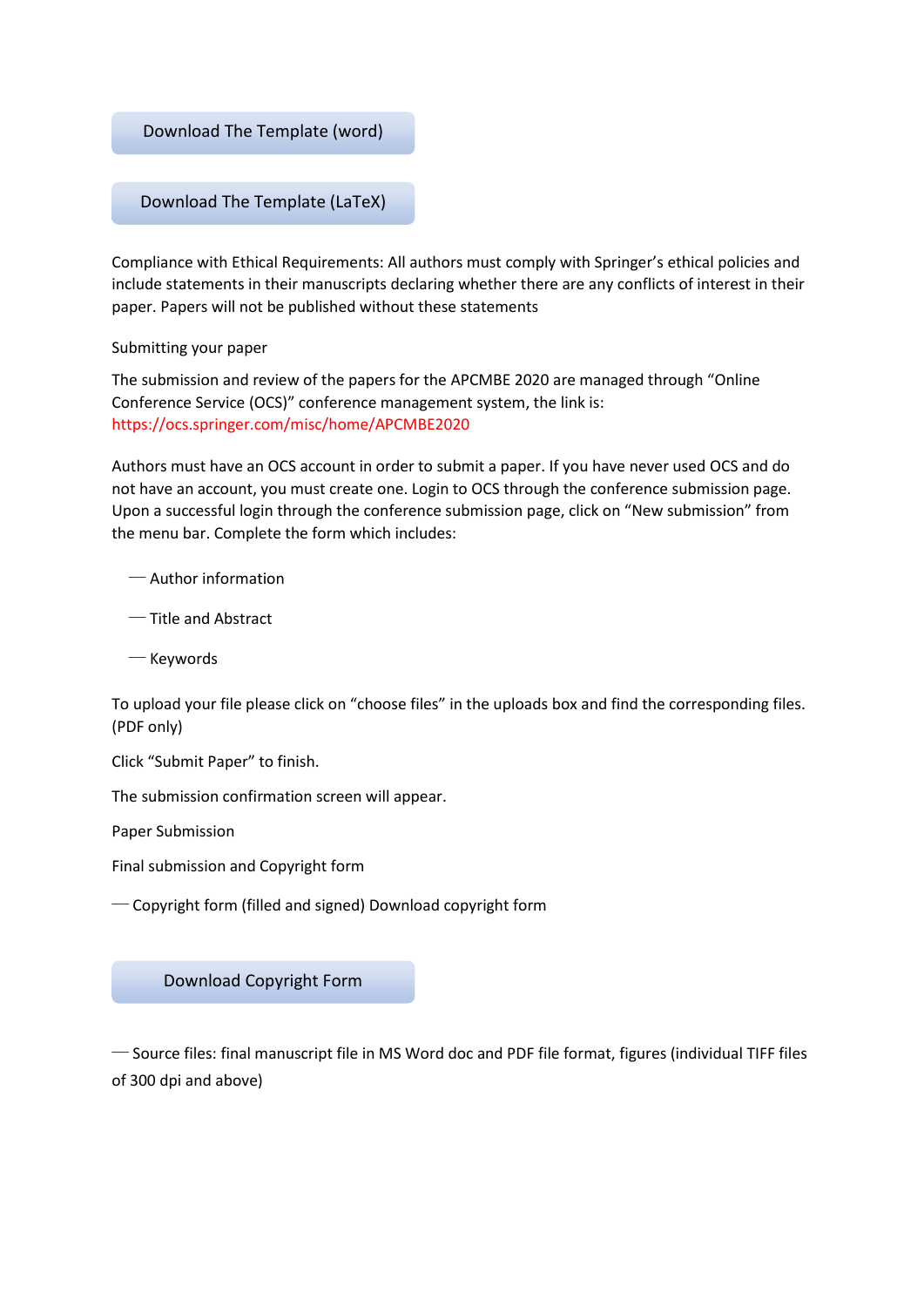Download The Template (word)

Download The Template (LaTeX)

Compliance with Ethical Requirements: All authors must comply with Springer's ethical policies and include statements in their manuscripts declaring whether there are any conflicts of interest in their paper. Papers will not be published without these statements

Submitting your paper

The submission and review of the papers for the APCMBE 2020 are managed through "Online Conference Service (OCS)" conference management system, the link is: https://ocs.springer.com/misc/home/APCMBE2020

Authors must have an OCS account in order to submit a paper. If you have never used OCS and do not have an account, you must create one. Login to OCS through the conference submission page. Upon a successful login through the conference submission page, click on "New submission" from the menu bar. Complete the form which includes:

— Author information

— Title and Abstract

— Keywords

To upload your file please click on "choose files" in the uploads box and find the corresponding files. (PDF only)

Click "Submit Paper" to finish.

The submission confirmation screen will appear.

Paper Submission

Final submission and Copyright form

— Copyright form (filled and signed) Download copyright form

Download Copyright Form

— Source files: final manuscript file in MS Word doc and PDF file format, figures (individual TIFF files of 300 dpi and above)